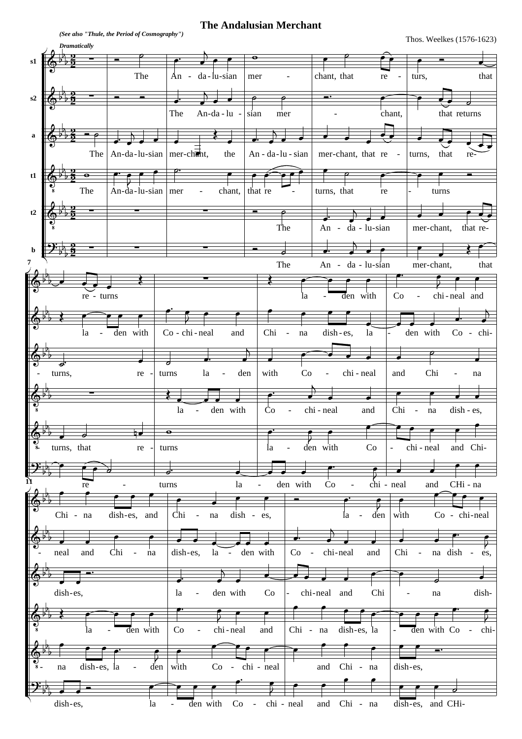# The Andalusian Merchant

*(See also "Thule, the Period of Cosmography")*

Thos. Weelkes (1576-1623)

*Dramatically*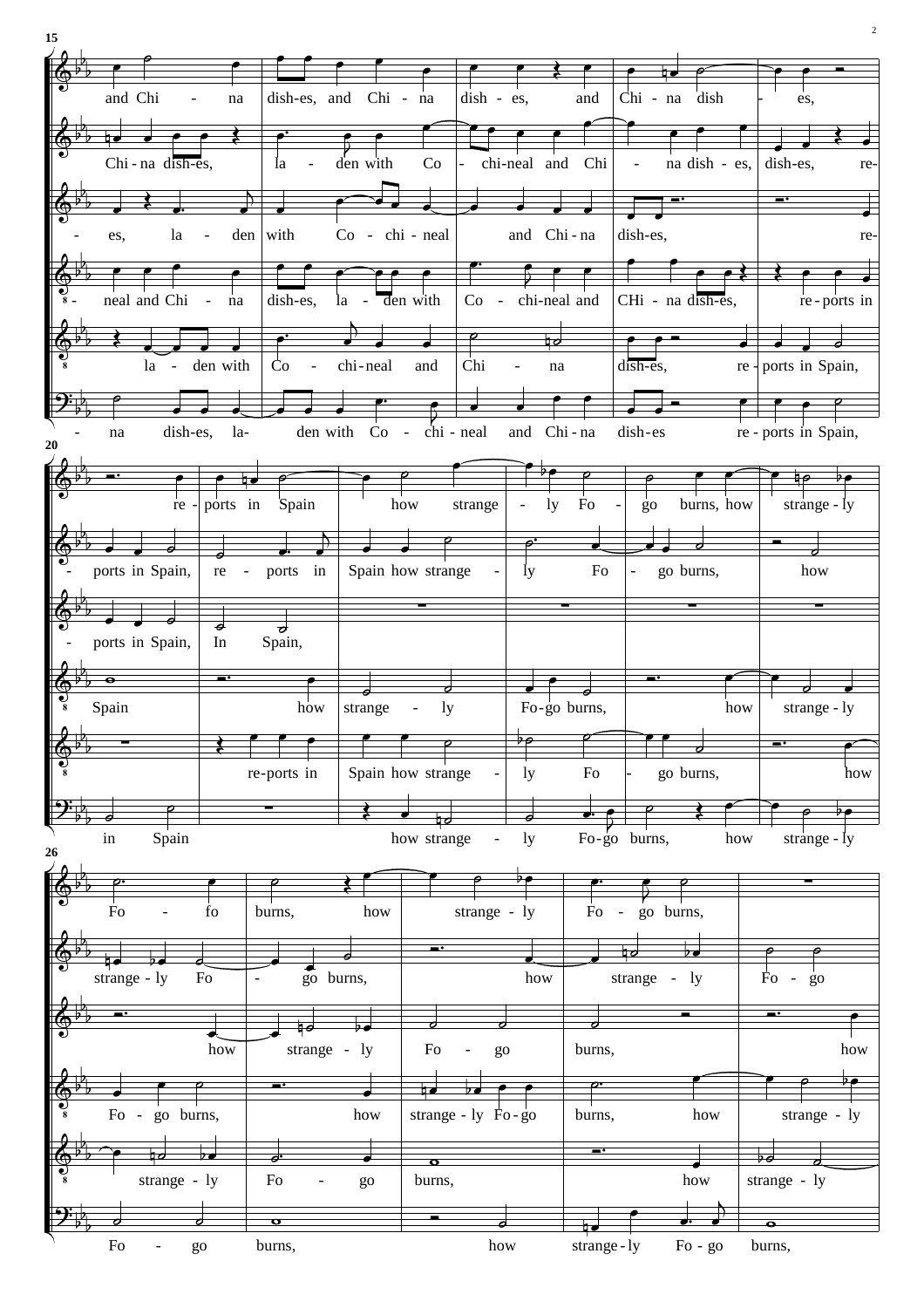15

and Chi - na dish-es, and Chi - na dish - es, and Chi - na dish - es,

Chi - na dish-es, la - den with Co - chi-neal and Chi - na dish - es, dish-es, re-

- es, la - den with Co - chi - neal and Chi - na dish-es, re-

- neal and Chi - na dish-es, la - den with Co - chi-neal and CHi - na dish-es, re - ports in

la - den with Co - chi-neal and Chi - na dish-es, re - ports in Spain,

- na dish-es, la- den with Co - chi - neal and Chi - na dish-es re - ports in Spain,

20

re - ports in Spain how strange - ly Fo - go burns, how strange - ly

- ports in Spain, re - ports in Spain how strange - ly Fo - go burns, how

- ports in Spain, In Spain,

Spain how strange - ly Fo-go burns, how strange - ly

re-ports in Spain how strange - ly Fo - go burns, how

in Spain how strange - ly Fo-go burns, how strange - ly

26

Fo - fo burns, how strange - ly Fo - go burns,

strange - ly Fo - go burns, how strange - ly Fo - go

how strange - ly Fo - go burns, how

Fo - go burns, how strange - ly Fo-go burns, how strange - ly

strange - ly Fo - go burns, how strange - ly

Fo - go burns, how strange-ly Fo - go burns,